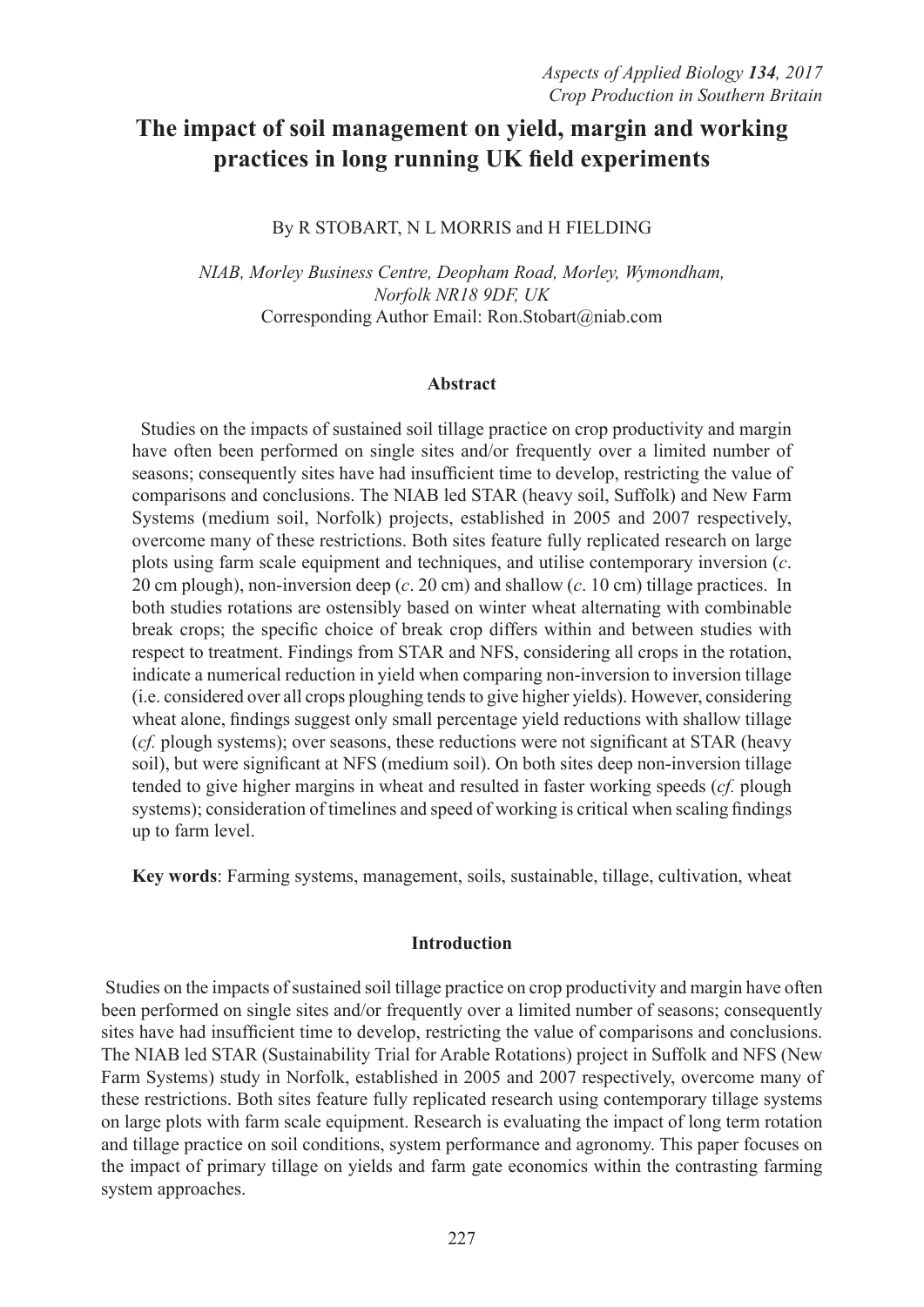# The impact of soil management on yield, margin and working practices in long running UK field experiments

By R STOBART, N L MORRIS and H FIELDING

*NIAB, Morley Business Centre, Deopham Road, Morley, Wymondham, Norfolk NR18 9DF, UK*
Corresponding Author Email: Ron.Stobart@niab.com

## Abstract

Studies on the impacts of sustained soil tillage practice on crop productivity and margin have often been performed on single sites and/or frequently over a limited number of seasons; consequently sites have had insufficient time to develop, restricting the value of comparisons and conclusions. The NIAB led STAR (heavy soil, Suffolk) and New Farm Systems (medium soil, Norfolk) projects, established in 2005 and 2007 respectively, overcome many of these restrictions. Both sites feature fully replicated research on large plots using farm scale equipment and techniques, and utilise contemporary inversion (*c*. 20 cm plough), non-inversion deep (*c*. 20 cm) and shallow (*c*. 10 cm) tillage practices. In both studies rotations are ostensibly based on winter wheat alternating with combinable break crops; the specific choice of break crop differs within and between studies with respect to treatment. Findings from STAR and NFS, considering all crops in the rotation, indicate a numerical reduction in yield when comparing non-inversion to inversion tillage (i.e. considered over all crops ploughing tends to give higher yields). However, considering wheat alone, findings suggest only small percentage yield reductions with shallow tillage (*cf.* plough systems); over seasons, these reductions were not significant at STAR (heavy soil), but were significant at NFS (medium soil). On both sites deep non-inversion tillage tended to give higher margins in wheat and resulted in faster working speeds (*cf.* plough systems); consideration of timelines and speed of working is critical when scaling findings up to farm level.

**Key words**: Farming systems, management, soils, sustainable, tillage, cultivation, wheat

## Introduction

Studies on the impacts of sustained soil tillage practice on crop productivity and margin have often been performed on single sites and/or frequently over a limited number of seasons; consequently sites have had insufficient time to develop, restricting the value of comparisons and conclusions. The NIAB led STAR (Sustainability Trial for Arable Rotations) project in Suffolk and NFS (New Farm Systems) study in Norfolk, established in 2005 and 2007 respectively, overcome many of these restrictions. Both sites feature fully replicated research using contemporary tillage systems on large plots with farm scale equipment. Research is evaluating the impact of long term rotation and tillage practice on soil conditions, system performance and agronomy. This paper focuses on the impact of primary tillage on yields and farm gate economics within the contrasting farming system approaches.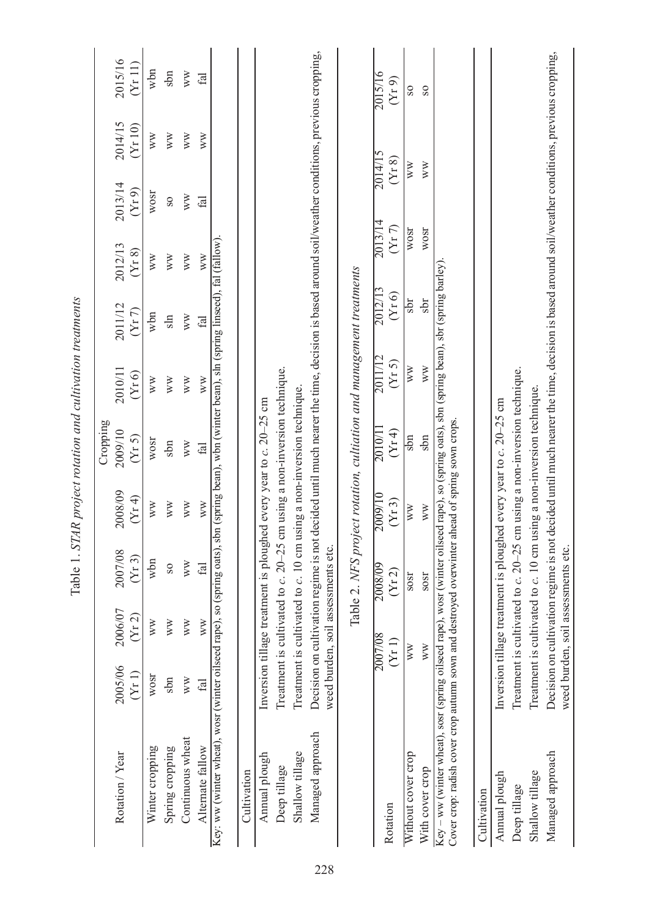Table 1. *STAR project rotation and cultivation treatments*

| Rotation / Year | Cropping | | | | | | | | | | |
|---|---|---|---|---|---|---|---|---|---|---|---|
| | 2005/06 (Yr 1) | 2006/07 (Yr 2) | 2007/08 (Yr 3) | 2008/09 (Yr 4) | 2009/10 (Yr 5) | 2010/11 (Yr 6) | 2011/12 (Yr 7) | 2012/13 (Yr 8) | 2013/14 (Yr 9) | 2014/15 (Yr 10) | 2015/16 (Yr 11) |
| Winter cropping | wosr | ww | wbn | ww | wosr | ww | wbn | ww | wosr | ww | wbn |
| Spring cropping | sbn | ww | so | ww | sbn | ww | sln | ww | so | ww | sbn |
| Continuous wheat | ww | ww | ww | ww | ww | ww | ww | ww | ww | ww | ww |
| Alternate fallow | fal | ww | fal | ww | fal | ww | fal | ww | fal | ww | fal |

Key: ww (winter wheat), wosr (winter oilseed rape), so (spring oats), sbn (spring bean), wbn (winter bean), sln (spring linseed), fal (fallow).

| Cultivation | |
|---|---|
| Annual plough | Inversion tillage treatment is ploughed every year to *c.* 20–25 cm |
| Deep tillage | Treatment is cultivated to *c.* 20–25 cm using a non-inversion technique. |
| Shallow tillage | Treatment is cultivated to *c.* 10 cm using a non-inversion technique. |
| Managed approach | Decision on cultivation regime is not decided until much nearer the time, decision is based around soil/weather conditions, previous cropping, weed burden, soil assessments etc. |

Table 2. *NFS project rotation, cultiation and management treatments*

| Rotation | 2007/08 (Yr 1) | 2008/09 (Yr 2) | 2009/10 (Yr 3) | 2010/11 (Yr 4) | 2011/12 (Yr 5) | 2012/13 (Yr 6) | 2013/14 (Yr 7) | 2014/15 (Yr 8) | 2015/16 (Yr 9) |
|---|---|---|---|---|---|---|---|---|---|
| Without cover crop | ww | sosr | ww | sbn | ww | sbr | wosr | ww | so |
| With cover crop | ww | sosr | ww | sbn | ww | sbr | wosr | ww | so |

Key – ww (winter wheat), sosr (spring oilseed rape), wosr (winter oilseed rape), so (spring oats), sbn (spring bean), sbr (spring barley).
Cover crop: radish cover crop autumn sown and destroyed overwinter ahead of spring sown crops.

| Cultivation | |
|---|---|
| Annual plough | Inversion tillage treatment is ploughed every year to *c.* 20–25 cm |
| Deep tillage | Treatment is cultivated to *c.* 20–25 cm using a non-inversion technique. |
| Shallow tillage | Treatment is cultivated to *c.* 10 cm using a non-inversion technique. |
| Managed approach | Decision on cultivation regime is not decided until much nearer the time, decision is based around soil/weather conditions, previous cropping, weed burden, soil assessments etc. |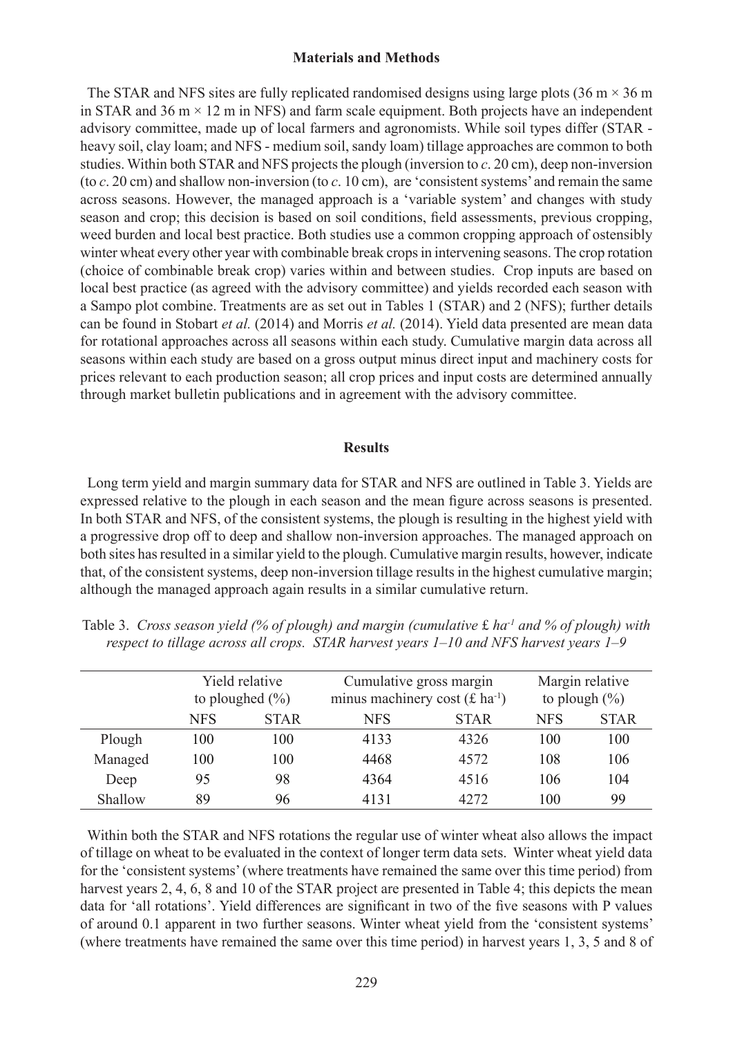## Materials and Methods

The STAR and NFS sites are fully replicated randomised designs using large plots (36 m × 36 m in STAR and 36 m × 12 m in NFS) and farm scale equipment. Both projects have an independent advisory committee, made up of local farmers and agronomists. While soil types differ (STAR - heavy soil, clay loam; and NFS - medium soil, sandy loam) tillage approaches are common to both studies. Within both STAR and NFS projects the plough (inversion to *c*. 20 cm), deep non-inversion (to *c*. 20 cm) and shallow non-inversion (to *c*. 10 cm), are 'consistent systems' and remain the same across seasons. However, the managed approach is a 'variable system' and changes with study season and crop; this decision is based on soil conditions, field assessments, previous cropping, weed burden and local best practice. Both studies use a common cropping approach of ostensibly winter wheat every other year with combinable break crops in intervening seasons. The crop rotation (choice of combinable break crop) varies within and between studies. Crop inputs are based on local best practice (as agreed with the advisory committee) and yields recorded each season with a Sampo plot combine. Treatments are as set out in Tables 1 (STAR) and 2 (NFS); further details can be found in Stobart *et al.* (2014) and Morris *et al.* (2014). Yield data presented are mean data for rotational approaches across all seasons within each study. Cumulative margin data across all seasons within each study are based on a gross output minus direct input and machinery costs for prices relevant to each production season; all crop prices and input costs are determined annually through market bulletin publications and in agreement with the advisory committee.

## Results

Long term yield and margin summary data for STAR and NFS are outlined in Table 3. Yields are expressed relative to the plough in each season and the mean figure across seasons is presented. In both STAR and NFS, of the consistent systems, the plough is resulting in the highest yield with a progressive drop off to deep and shallow non-inversion approaches. The managed approach on both sites has resulted in a similar yield to the plough. Cumulative margin results, however, indicate that, of the consistent systems, deep non-inversion tillage results in the highest cumulative margin; although the managed approach again results in a similar cumulative return.

Table 3. *Cross season yield (% of plough) and margin (cumulative £ $ha^{-1}$ and % of plough) with respect to tillage across all crops. STAR harvest years 1–10 and NFS harvest years 1–9*

| | Yield relative to ploughed (%) | | Cumulative gross margin minus machinery cost (£ $ha^{-1}$) | | Margin relative to plough (%) | |
|---|---|---|---|---|---|---|
| | NFS | STAR | NFS | STAR | NFS | STAR |
| Plough | 100 | 100 | 4133 | 4326 | 100 | 100 |
| Managed | 100 | 100 | 4468 | 4572 | 108 | 106 |
| Deep | 95 | 98 | 4364 | 4516 | 106 | 104 |
| Shallow | 89 | 96 | 4131 | 4272 | 100 | 99 |

Within both the STAR and NFS rotations the regular use of winter wheat also allows the impact of tillage on wheat to be evaluated in the context of longer term data sets. Winter wheat yield data for the 'consistent systems' (where treatments have remained the same over this time period) from harvest years 2, 4, 6, 8 and 10 of the STAR project are presented in Table 4; this depicts the mean data for 'all rotations'. Yield differences are significant in two of the five seasons with P values of around 0.1 apparent in two further seasons. Winter wheat yield from the 'consistent systems' (where treatments have remained the same over this time period) in harvest years 1, 3, 5 and 8 of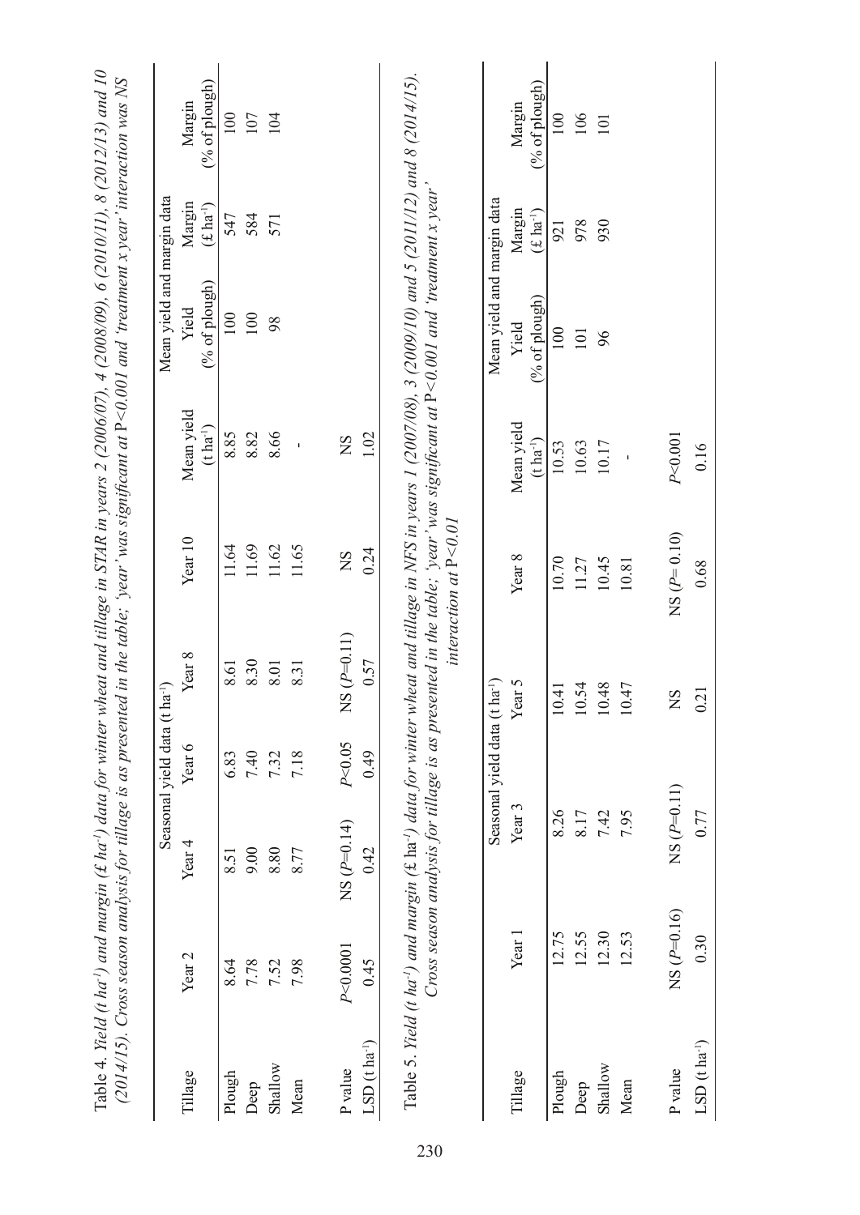Table 4. *Yield (t ha$^{-1}$) and margin (£ ha$^{-1}$) data for winter wheat and tillage in STAR in years 2 (2006/07), 4 (2008/09), 6 (2010/11), 8 (2012/13) and 10 (2014/15). Cross season analysis for tillage is as presented in the table; 'year' was significant at* $P<0.001$ *and 'treatment x year' interaction was NS*

| Tillage | Seasonal yield data (t ha$^{-1}$) | | | | | Mean yield and margin data | | | |
|---|---|---|---|---|---|---|---|---|---|
| | Year 2 | Year 4 | Year 6 | Year 8 | Year 10 | Mean yield (t ha$^{-1}$) | Yield (% of plough) | Margin (£ ha$^{-1}$) | Margin (% of plough) |
| Plough | 8.64 | 8.51 | 6.83 | 8.61 | 11.64 | 8.85 | 100 | 547 | 100 |
| Deep | 7.78 | 9.00 | 7.40 | 8.30 | 11.69 | 8.82 | 100 | 584 | 107 |
| Shallow | 7.52 | 8.80 | 7.32 | 8.01 | 11.62 | 8.66 | 98 | 571 | 104 |
| Mean | 7.98 | 8.77 | 7.18 | 8.31 | 11.65 | - | | | |
| P value | $P<0.0001$ | NS ($P=0.14$) | $P<0.05$ | NS ($P=0.11$) | NS | NS | | | |
| LSD (t ha$^{-1}$) | 0.45 | 0.42 | 0.49 | 0.57 | 0.24 | 1.02 | | | |

Table 5. *Yield (t ha$^{-1}$) and margin (£ ha$^{-1}$) data for winter wheat and tillage in NFS in years 1 (2007/08), 3 (2009/10) and 5 (2011/12) and 8 (2014/15). Cross season analysis for tillage is as presented in the table; 'year' was significant at* $P<0.001$ *and 'treatment x year' interaction at* $P<0.01$

| Tillage | Seasonal yield data (t ha$^{-1}$) | | | | Mean yield and margin data | | | |
|---|---|---|---|---|---|---|---|---|
| | Year 1 | Year 3 | Year 5 | Year 8 | Mean yield (t ha$^{-1}$) | Yield (% of plough) | Margin (£ ha$^{-1}$) | Margin (% of plough) |
| Plough | 12.75 | 8.26 | 10.41 | 10.70 | 10.53 | 100 | 921 | 100 |
| Deep | 12.55 | 8.17 | 10.54 | 11.27 | 10.63 | 101 | 978 | 106 |
| Shallow | 12.30 | 7.42 | 10.48 | 10.45 | 10.17 | 96 | 930 | 101 |
| Mean | 12.53 | 7.95 | 10.47 | 10.81 | - | | | |
| P value | NS ($P=0.16$) | NS ($P=0.11$) | NS | NS ($P=0.10$) | $P<0.001$ | | | |
| LSD (t ha$^{-1}$) | 0.30 | 0.77 | 0.21 | 0.68 | 0.16 | | | |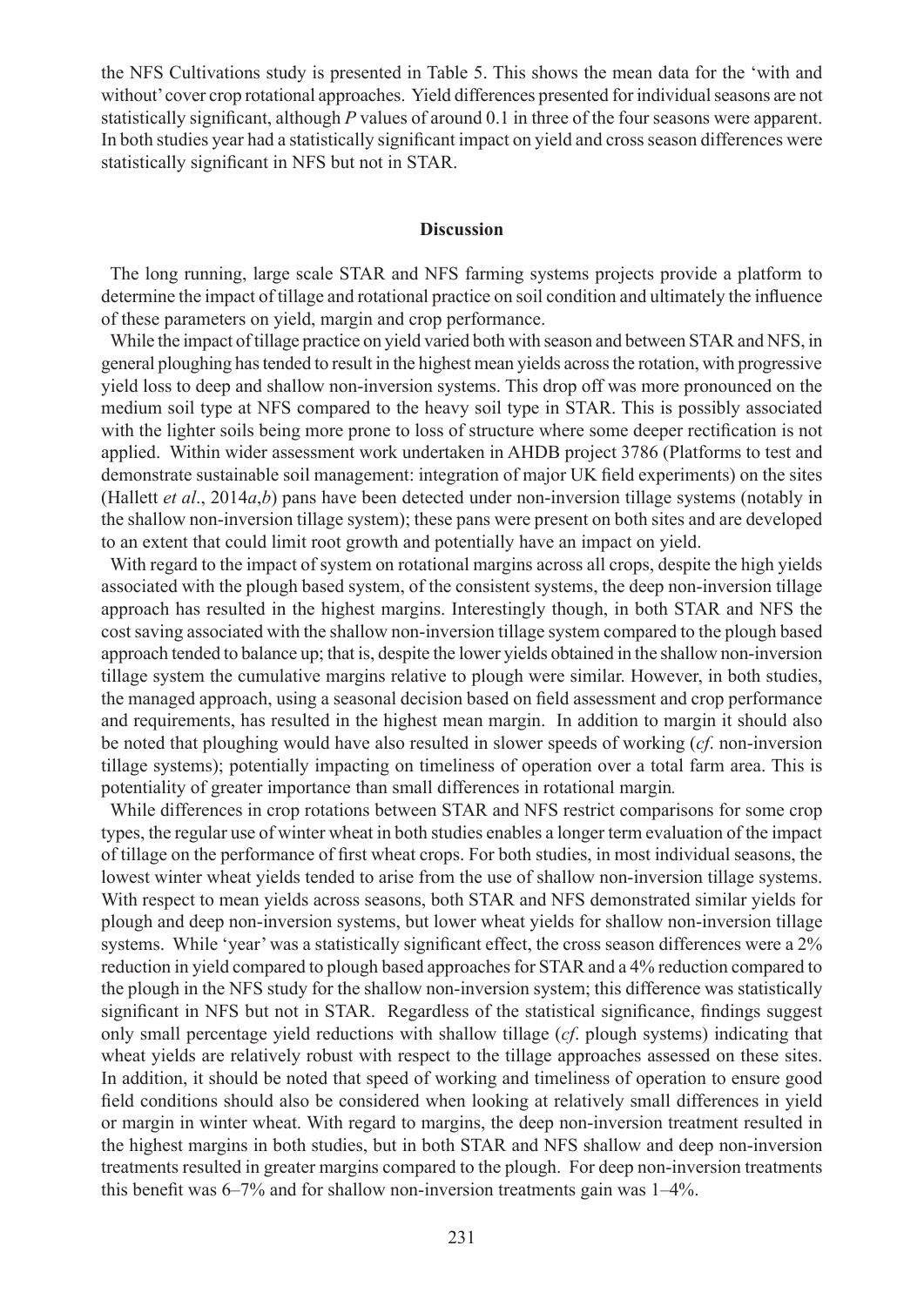the NFS Cultivations study is presented in Table 5. This shows the mean data for the 'with and without' cover crop rotational approaches. Yield differences presented for individual seasons are not statistically significant, although *P* values of around 0.1 in three of the four seasons were apparent. In both studies year had a statistically significant impact on yield and cross season differences were statistically significant in NFS but not in STAR.

## Discussion

The long running, large scale STAR and NFS farming systems projects provide a platform to determine the impact of tillage and rotational practice on soil condition and ultimately the influence of these parameters on yield, margin and crop performance.

While the impact of tillage practice on yield varied both with season and between STAR and NFS, in general ploughing has tended to result in the highest mean yields across the rotation, with progressive yield loss to deep and shallow non-inversion systems. This drop off was more pronounced on the medium soil type at NFS compared to the heavy soil type in STAR. This is possibly associated with the lighter soils being more prone to loss of structure where some deeper rectification is not applied. Within wider assessment work undertaken in AHDB project 3786 (Platforms to test and demonstrate sustainable soil management: integration of major UK field experiments) on the sites (Hallett *et al*., 2014*a*,*b*) pans have been detected under non-inversion tillage systems (notably in the shallow non-inversion tillage system); these pans were present on both sites and are developed to an extent that could limit root growth and potentially have an impact on yield.

With regard to the impact of system on rotational margins across all crops, despite the high yields associated with the plough based system, of the consistent systems, the deep non-inversion tillage approach has resulted in the highest margins. Interestingly though, in both STAR and NFS the cost saving associated with the shallow non-inversion tillage system compared to the plough based approach tended to balance up; that is, despite the lower yields obtained in the shallow non-inversion tillage system the cumulative margins relative to plough were similar. However, in both studies, the managed approach, using a seasonal decision based on field assessment and crop performance and requirements, has resulted in the highest mean margin. In addition to margin it should also be noted that ploughing would have also resulted in slower speeds of working (*cf*. non-inversion tillage systems); potentially impacting on timeliness of operation over a total farm area. This is potentiality of greater importance than small differences in rotational margin.

While differences in crop rotations between STAR and NFS restrict comparisons for some crop types, the regular use of winter wheat in both studies enables a longer term evaluation of the impact of tillage on the performance of first wheat crops. For both studies, in most individual seasons, the lowest winter wheat yields tended to arise from the use of shallow non-inversion tillage systems. With respect to mean yields across seasons, both STAR and NFS demonstrated similar yields for plough and deep non-inversion systems, but lower wheat yields for shallow non-inversion tillage systems. While 'year' was a statistically significant effect, the cross season differences were a 2% reduction in yield compared to plough based approaches for STAR and a 4% reduction compared to the plough in the NFS study for the shallow non-inversion system; this difference was statistically significant in NFS but not in STAR. Regardless of the statistical significance, findings suggest only small percentage yield reductions with shallow tillage (*cf*. plough systems) indicating that wheat yields are relatively robust with respect to the tillage approaches assessed on these sites. In addition, it should be noted that speed of working and timeliness of operation to ensure good field conditions should also be considered when looking at relatively small differences in yield or margin in winter wheat. With regard to margins, the deep non-inversion treatment resulted in the highest margins in both studies, but in both STAR and NFS shallow and deep non-inversion treatments resulted in greater margins compared to the plough. For deep non-inversion treatments this benefit was 6–7% and for shallow non-inversion treatments gain was 1–4%.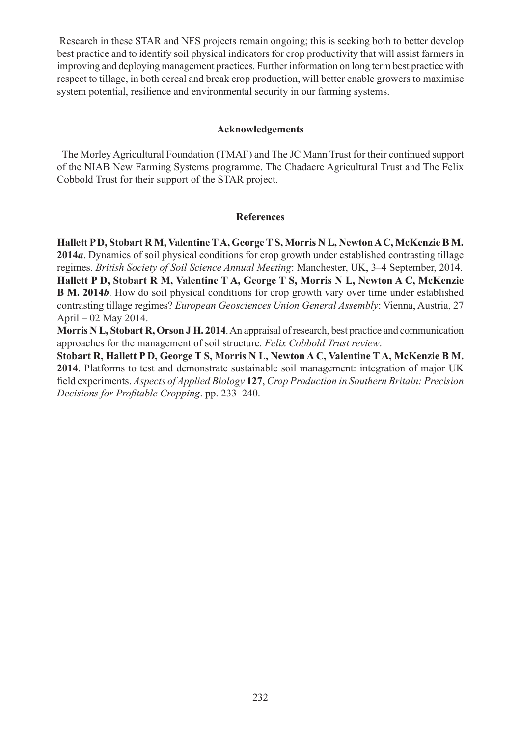Research in these STAR and NFS projects remain ongoing; this is seeking both to better develop best practice and to identify soil physical indicators for crop productivity that will assist farmers in improving and deploying management practices. Further information on long term best practice with respect to tillage, in both cereal and break crop production, will better enable growers to maximise system potential, resilience and environmental security in our farming systems.

## Acknowledgements

The Morley Agricultural Foundation (TMAF) and The JC Mann Trust for their continued support of the NIAB New Farming Systems programme. The Chadacre Agricultural Trust and The Felix Cobbold Trust for their support of the STAR project.

## References

**Hallett P D, Stobart R M, Valentine T A, George T S, Morris N L, Newton A C, McKenzie B M. 2014*a***. Dynamics of soil physical conditions for crop growth under established contrasting tillage regimes. *British Society of Soil Science Annual Meeting*: Manchester, UK, 3–4 September, 2014.

**Hallett P D, Stobart R M, Valentine T A, George T S, Morris N L, Newton A C, McKenzie B M. 2014*b***. How do soil physical conditions for crop growth vary over time under established contrasting tillage regimes? *European Geosciences Union General Assembly*: Vienna, Austria, 27 April – 02 May 2014.

**Morris N L, Stobart R, Orson J H. 2014**. An appraisal of research, best practice and communication approaches for the management of soil structure. *Felix Cobbold Trust review*.

**Stobart R, Hallett P D, George T S, Morris N L, Newton A C, Valentine T A, McKenzie B M. 2014**. Platforms to test and demonstrate sustainable soil management: integration of major UK field experiments. *Aspects of Applied Biology* **127**, *Crop Production in Southern Britain: Precision Decisions for Profitable Cropping*. pp. 233–240.